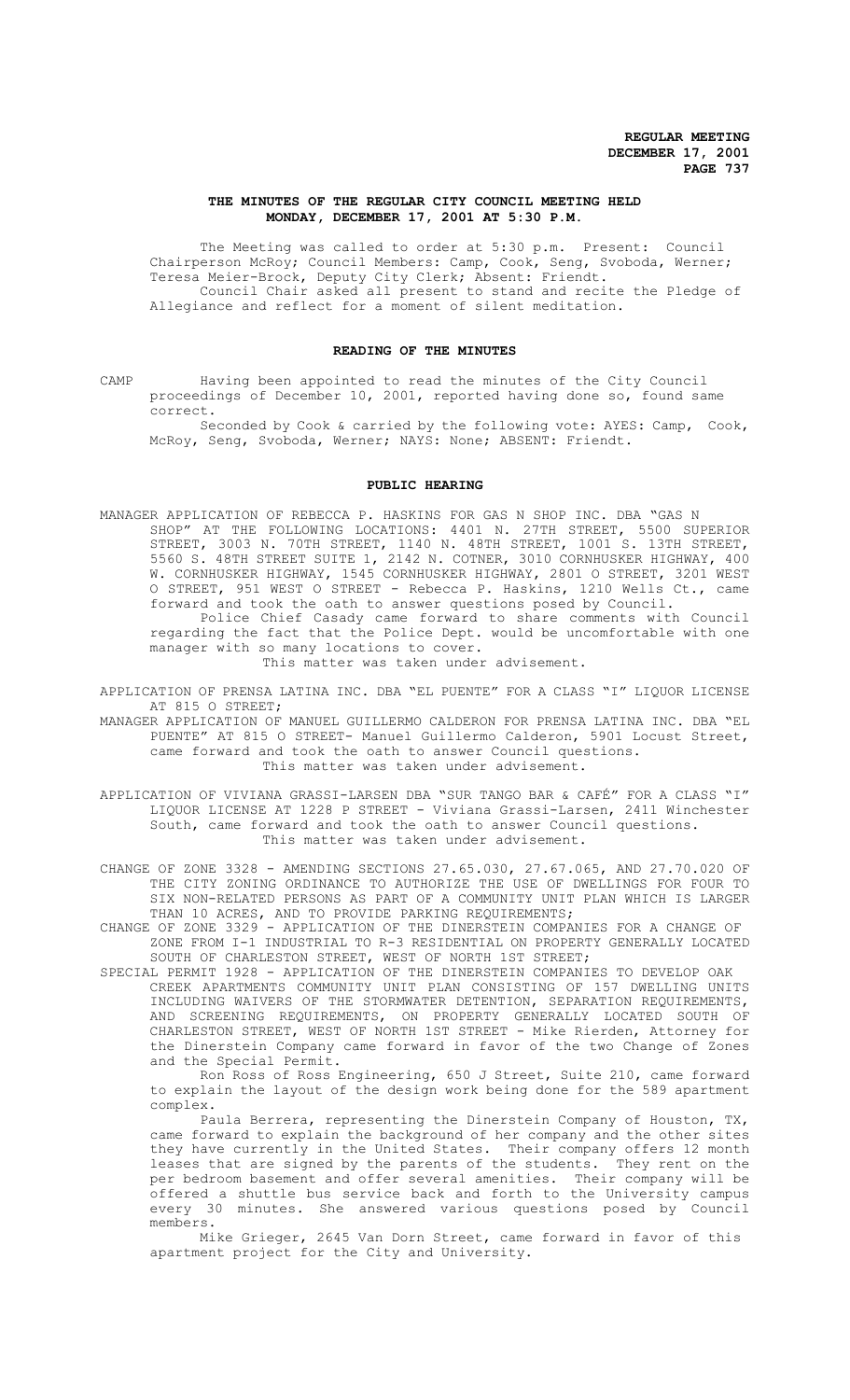# THE MINUTES OF THE REGULAR CITY COUNCIL MEETING HELD MONDAY, DECEMBER 17, 2001 AT 5:30 P.M.

The Meeting was called to order at 5:30 p.m. Present: Council Chairperson McRoy; Council Members: Camp, Cook, Seng, Svoboda, Werner; Teresa Meier-Brock, Deputy City Clerk; Absent: Friendt.

Council Chair asked all present to stand and recite the Pledge of Allegiance and reflect for a moment of silent meditation.

## READING OF THE MINUTES

CAMP Having been appointed to read the minutes of the City Council proceedings of December 10, 2001, reported having done so, found same correct.

Seconded by Cook & carried by the following vote: AYES: Camp, Cook, McRoy, Seng, Svoboda, Werner; NAYS: None; ABSENT: Friendt.

## PUBLIC HEARING

MANAGER APPLICATION OF REBECCA P. HASKINS FOR GAS N SHOP INC. DBA "GAS N SHOP" AT THE FOLLOWING LOCATIONS: 4401 N. 27TH STREET, 5500 SUPERIOR STREET, 3003 N. 70TH STREET, 1140 N. 48TH STREET, 1001 S. 13TH STREET, 5560 S. 48TH STREET SUITE 1, 2142 N. COTNER, 3010 CORNHUSKER HIGHWAY, 400 W. CORNHUSKER HIGHWAY, 1545 CORNHUSKER HIGHWAY, 2801 O STREET, 3201 WEST O STREET, 951 WEST O STREET - Rebecca P. Haskins, 1210 Wells Ct., came forward and took the oath to answer questions posed by Council.

Police Chief Casady came forward to share comments with Council regarding the fact that the Police Dept. would be uncomfortable with one manager with so many locations to cover.

This matter was taken under advisement.

APPLICATION OF PRENSA LATINA INC. DBA "EL PUENTE" FOR A CLASS "I" LIQUOR LICENSE AT 815 O STREET;

MANAGER APPLICATION OF MANUEL GUILLERMO CALDERON FOR PRENSA LATINA INC. DBA "EL PUENTE" AT 815 O STREET- Manuel Guillermo Calderon, 5901 Locust Street, came forward and took the oath to answer Council questions.

This matter was taken under advisement.

APPLICATION OF VIVIANA GRASSI-LARSEN DBA "SUR TANGO BAR & CAFÉ" FOR A CLASS "I" LIQUOR LICENSE AT 1228 P STREET - Viviana Grassi-Larsen, 2411 Winchester South, came forward and took the oath to answer Council questions.

This matter was taken under advisement.

CHANGE OF ZONE 3328 - AMENDING SECTIONS 27.65.030, 27.67.065, AND 27.70.020 OF THE CITY ZONING ORDINANCE TO AUTHORIZE THE USE OF DWELLINGS FOR FOUR TO SIX NON-RELATED PERSONS AS PART OF A COMMUNITY UNIT PLAN WHICH IS LARGER THAN 10 ACRES, AND TO PROVIDE PARKING REQUIREMENTS;

CHANGE OF ZONE 3329 - APPLICATION OF THE DINERSTEIN COMPANIES FOR A CHANGE OF ZONE FROM I-1 INDUSTRIAL TO R-3 RESIDENTIAL ON PROPERTY GENERALLY LOCATED SOUTH OF CHARLESTON STREET, WEST OF NORTH 1ST STREET;

SPECIAL PERMIT 1928 - APPLICATION OF THE DINERSTEIN COMPANIES TO DEVELOP OAK CREEK APARTMENTS COMMUNITY UNIT PLAN CONSISTING OF 157 DWELLING UNITS INCLUDING WAIVERS OF THE STORMWATER DETENTION, SEPARATION REQUIREMENTS, AND SCREENING REQUIREMENTS, ON PROPERTY GENERALLY LOCATED SOUTH OF CHARLESTON STREET, WEST OF NORTH 1ST STREET - Mike Rierden, Attorney for the Dinerstein Company came forward in favor of the two Change of Zones and the Special Permit.

Ron Ross of Ross Engineering, 650 J Street, Suite 210, came forward to explain the layout of the design work being done for the 589 apartment complex.

Paula Berrera, representing the Dinerstein Company of Houston, TX, came forward to explain the background of her company and the other sites they have currently in the United States. Their company offers 12 month leases that are signed by the parents of the students. They rent on the per bedroom basement and offer several amenities. Their company will be offered a shuttle bus service back and forth to the University campus every 30 minutes. She answered various questions posed by Council members.

Mike Grieger, 2645 Van Dorn Street, came forward in favor of this apartment project for the City and University.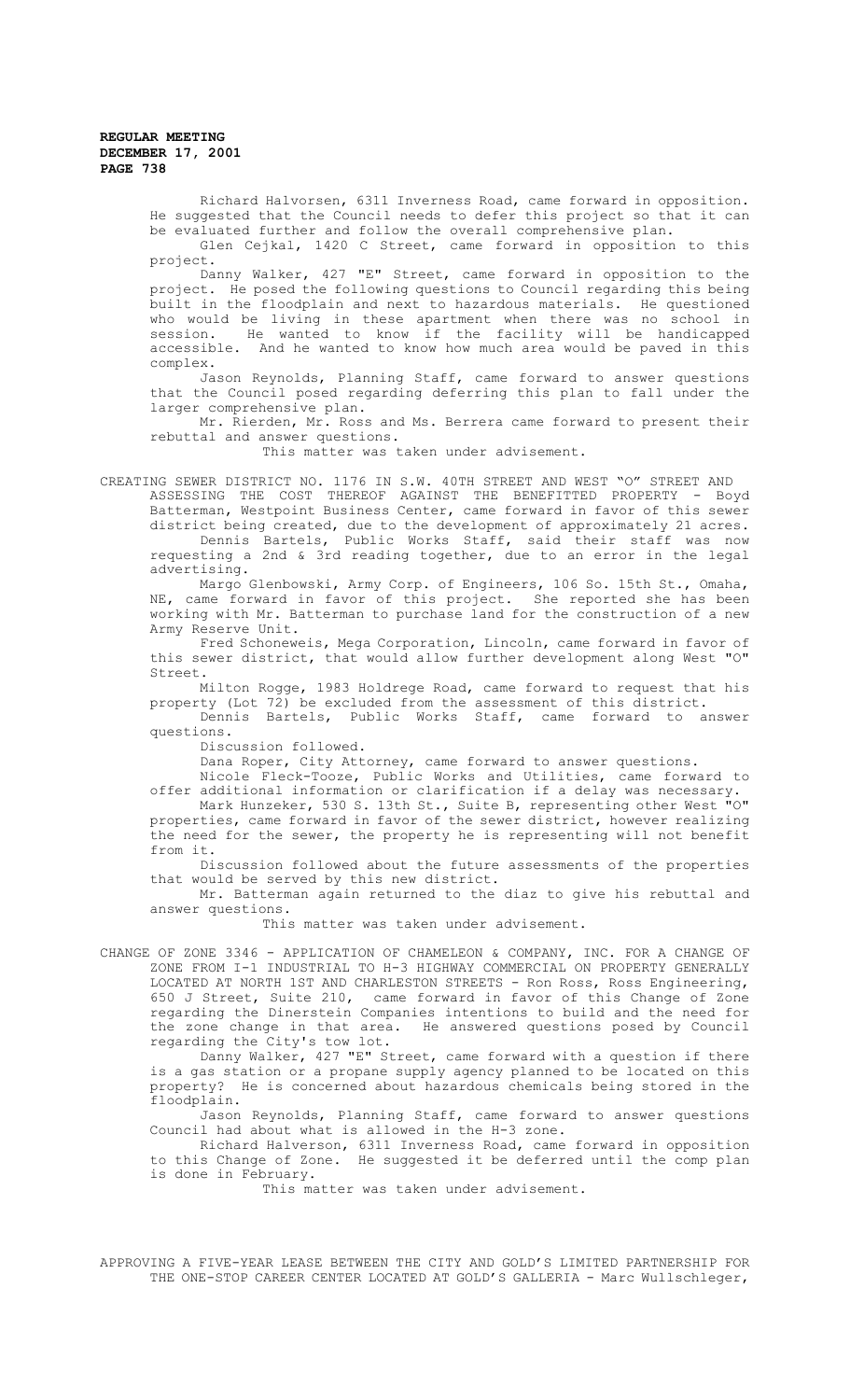Richard Halvorsen, 6311 Inverness Road, came forward in opposition. He suggested that the Council needs to defer this project so that it can be evaluated further and follow the overall comprehensive plan.

Glen Cejkal, 1420 C Street, came forward in opposition to this project.

Danny Walker, 427 "E" Street, came forward in opposition to the project. He posed the following questions to Council regarding this being built in the floodplain and next to hazardous materials. He questioned who would be living in these apartment when there was no school in session. He wanted to know if the facility will be handicapped accessible. And he wanted to know how much area would be paved in this complex.

Jason Reynolds, Planning Staff, came forward to answer questions that the Council posed regarding deferring this plan to fall under the larger comprehensive plan.

Mr. Rierden, Mr. Ross and Ms. Berrera came forward to present their rebuttal and answer questions.

This matter was taken under advisement.

CREATING SEWER DISTRICT NO. 1176 IN S.W. 40TH STREET AND WEST "O" STREET AND ASSESSING THE COST THEREOF AGAINST THE BENEFITTED PROPERTY - Boyd Batterman, Westpoint Business Center, came forward in favor of this sewer district being created, due to the development of approximately 21 acres.

Dennis Bartels, Public Works Staff, said their staff was now requesting a 2nd & 3rd reading together, due to an error in the legal advertising.

Margo Glenbowski, Army Corp. of Engineers, 106 So. 15th St., Omaha, NE, came forward in favor of this project. She reported she has been working with Mr. Batterman to purchase land for the construction of a new Army Reserve Unit.

Fred Schoneweis, Mega Corporation, Lincoln, came forward in favor of this sewer district, that would allow further development along West "O" Street.

Milton Rogge, 1983 Holdrege Road, came forward to request that his property (Lot 72) be excluded from the assessment of this district.

Dennis Bartels, Public Works Staff, came forward to answer questions.

Discussion followed.

Dana Roper, City Attorney, came forward to answer questions.

Nicole Fleck-Tooze, Public Works and Utilities, came forward to offer additional information or clarification if a delay was necessary.

Mark Hunzeker, 530 S. 13th St., Suite B, representing other West "O" properties, came forward in favor of the sewer district, however realizing the need for the sewer, the property he is representing will not benefit from it.

Discussion followed about the future assessments of the properties that would be served by this new district.

Mr. Batterman again returned to the diaz to give his rebuttal and answer questions.

This matter was taken under advisement.

CHANGE OF ZONE 3346 - APPLICATION OF CHAMELEON & COMPANY, INC. FOR A CHANGE OF ZONE FROM I-1 INDUSTRIAL TO H-3 HIGHWAY COMMERCIAL ON PROPERTY GENERALLY LOCATED AT NORTH 1ST AND CHARLESTON STREETS - Ron Ross, Ross Engineering, 650 J Street, Suite 210, came forward in favor of this Change of Zone regarding the Dinerstein Companies intentions to build and the need for the zone change in that area. He answered questions posed by Council regarding the City's tow lot.

Danny Walker, 427 "E" Street, came forward with a question if there is a gas station or a propane supply agency planned to be located on this property? He is concerned about hazardous chemicals being stored in the floodplain.

Jason Reynolds, Planning Staff, came forward to answer questions Council had about what is allowed in the H-3 zone.

Richard Halverson, 6311 Inverness Road, came forward in opposition to this Change of Zone. He suggested it be deferred until the comp plan is done in February.

This matter was taken under advisement.

APPROVING A FIVE-YEAR LEASE BETWEEN THE CITY AND GOLD'S LIMITED PARTNERSHIP FOR THE ONE-STOP CAREER CENTER LOCATED AT GOLD'S GALLERIA - Marc Wullschleger,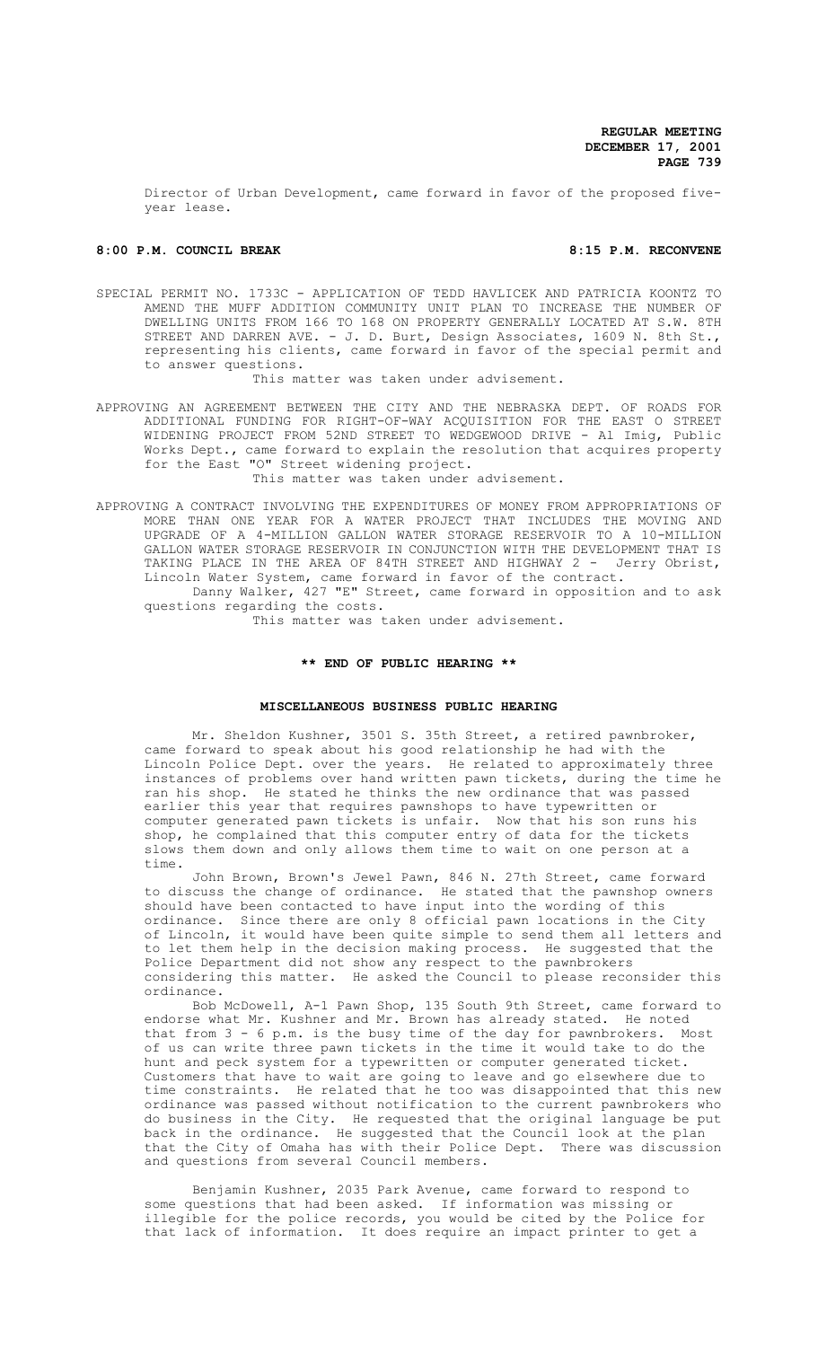Director of Urban Development, came forward in favor of the proposed five-year lease.

**8:00 P.M. COUNCIL BREAK** **8:15 P.M. RECONVENE**

SPECIAL PERMIT NO. 1733C - APPLICATION OF TEDD HAVLICEK AND PATRICIA KOONTZ TO AMEND THE MUFF ADDITION COMMUNITY UNIT PLAN TO INCREASE THE NUMBER OF DWELLING UNITS FROM 166 TO 168 ON PROPERTY GENERALLY LOCATED AT S.W. 8TH STREET AND DARREN AVE. - J. D. Burt, Design Associates, 1609 N. 8th St., representing his clients, came forward in favor of the special permit and to answer questions.

This matter was taken under advisement.

APPROVING AN AGREEMENT BETWEEN THE CITY AND THE NEBRASKA DEPT. OF ROADS FOR ADDITIONAL FUNDING FOR RIGHT-OF-WAY ACQUISITION FOR THE EAST O STREET WIDENING PROJECT FROM 52ND STREET TO WEDGEWOOD DRIVE - Al Imig, Public Works Dept., came forward to explain the resolution that acquires property for the East "O" Street widening project.

This matter was taken under advisement.

APPROVING A CONTRACT INVOLVING THE EXPENDITURES OF MONEY FROM APPROPRIATIONS OF MORE THAN ONE YEAR FOR A WATER PROJECT THAT INCLUDES THE MOVING AND UPGRADE OF A 4-MILLION GALLON WATER STORAGE RESERVOIR TO A 10-MILLION GALLON WATER STORAGE RESERVOIR IN CONJUNCTION WITH THE DEVELOPMENT THAT IS TAKING PLACE IN THE AREA OF 84TH STREET AND HIGHWAY 2 - Jerry Obrist, Lincoln Water System, came forward in favor of the contract.

Danny Walker, 427 "E" Street, came forward in opposition and to ask questions regarding the costs.

This matter was taken under advisement.

**\*\* END OF PUBLIC HEARING \*\***

**MISCELLANEOUS BUSINESS PUBLIC HEARING**

Mr. Sheldon Kushner, 3501 S. 35th Street, a retired pawnbroker, came forward to speak about his good relationship he had with the Lincoln Police Dept. over the years. He related to approximately three instances of problems over hand written pawn tickets, during the time he ran his shop. He stated he thinks the new ordinance that was passed earlier this year that requires pawnshops to have typewritten or computer generated pawn tickets is unfair. Now that his son runs his shop, he complained that this computer entry of data for the tickets slows them down and only allows them time to wait on one person at a time.

John Brown, Brown's Jewel Pawn, 846 N. 27th Street, came forward to discuss the change of ordinance. He stated that the pawnshop owners should have been contacted to have input into the wording of this ordinance. Since there are only 8 official pawn locations in the City of Lincoln, it would have been quite simple to send them all letters and to let them help in the decision making process. He suggested that the Police Department did not show any respect to the pawnbrokers considering this matter. He asked the Council to please reconsider this ordinance.

Bob McDowell, A-1 Pawn Shop, 135 South 9th Street, came forward to endorse what Mr. Kushner and Mr. Brown has already stated. He noted that from 3 - 6 p.m. is the busy time of the day for pawnbrokers. Most of us can write three pawn tickets in the time it would take to do the hunt and peck system for a typewritten or computer generated ticket. Customers that have to wait are going to leave and go elsewhere due to time constraints. He related that he too was disappointed that this new ordinance was passed without notification to the current pawnbrokers who do business in the City. He requested that the original language be put back in the ordinance. He suggested that the Council look at the plan that the City of Omaha has with their Police Dept. There was discussion and questions from several Council members.

Benjamin Kushner, 2035 Park Avenue, came forward to respond to some questions that had been asked. If information was missing or illegible for the police records, you would be cited by the Police for that lack of information. It does require an impact printer to get a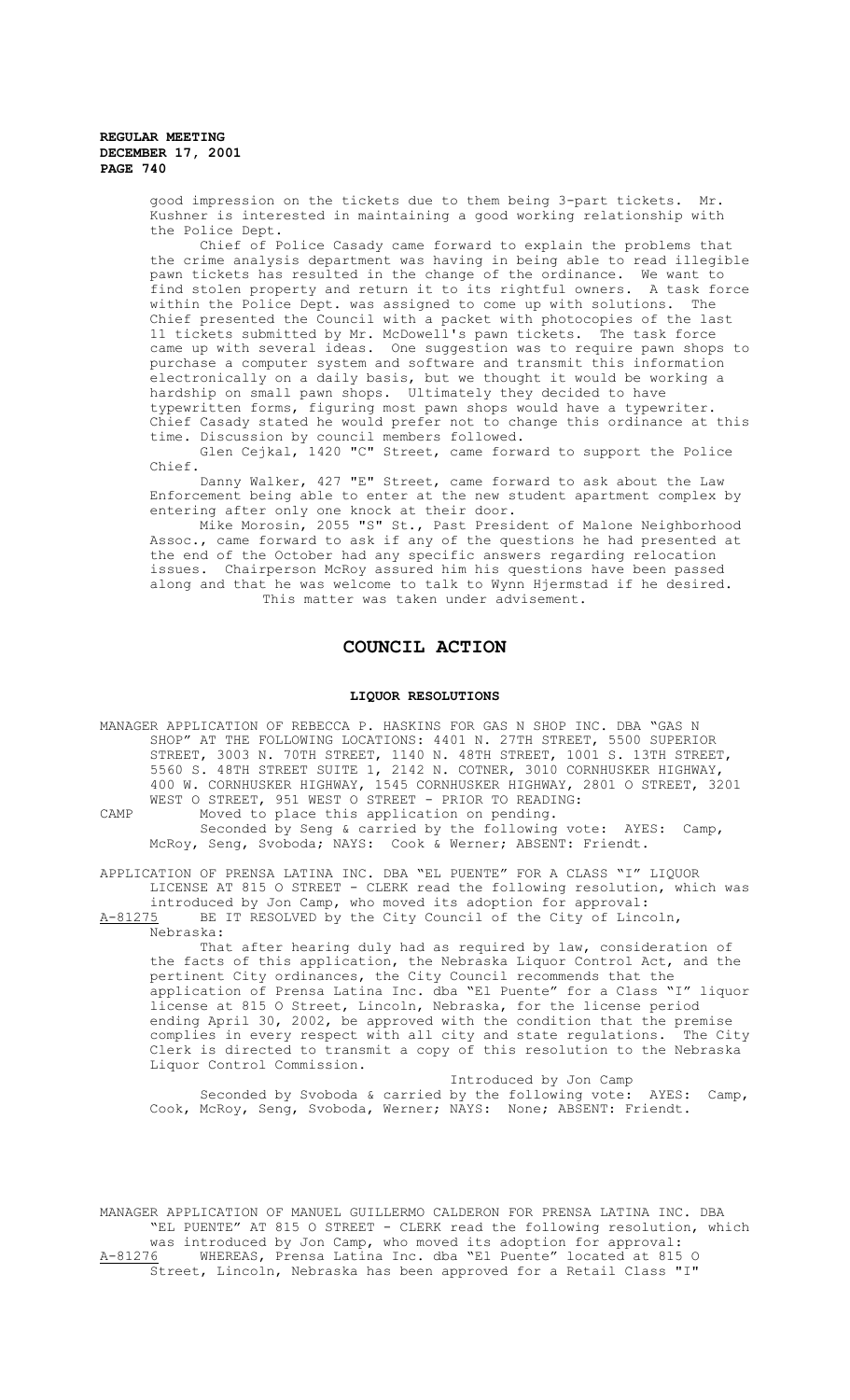good impression on the tickets due to them being 3-part tickets. Mr. Kushner is interested in maintaining a good working relationship with the Police Dept.

Chief of Police Casady came forward to explain the problems that the crime analysis department was having in being able to read illegible pawn tickets has resulted in the change of the ordinance. We want to find stolen property and return it to its rightful owners. A task force within the Police Dept. was assigned to come up with solutions. The Chief presented the Council with a packet with photocopies of the last 11 tickets submitted by Mr. McDowell's pawn tickets. The task force came up with several ideas. One suggestion was to require pawn shops to purchase a computer system and software and transmit this information electronically on a daily basis, but we thought it would be working a hardship on small pawn shops. Ultimately they decided to have typewritten forms, figuring most pawn shops would have a typewriter. Chief Casady stated he would prefer not to change this ordinance at this time. Discussion by council members followed.

Glen Cejkal, 1420 "C" Street, came forward to support the Police Chief.

Danny Walker, 427 "E" Street, came forward to ask about the Law Enforcement being able to enter at the new student apartment complex by entering after only one knock at their door.

Mike Morosin, 2055 "S" St., Past President of Malone Neighborhood Assoc., came forward to ask if any of the questions he had presented at the end of the October had any specific answers regarding relocation issues. Chairperson McRoy assured him his questions have been passed along and that he was welcome to talk to Wynn Hjermstad if he desired.

This matter was taken under advisement.

## COUNCIL ACTION

### LIQUOR RESOLUTIONS

MANAGER APPLICATION OF REBECCA P. HASKINS FOR GAS N SHOP INC. DBA "GAS N SHOP" AT THE FOLLOWING LOCATIONS: 4401 N. 27TH STREET, 5500 SUPERIOR STREET, 3003 N. 70TH STREET, 1140 N. 48TH STREET, 1001 S. 13TH STREET, 5560 S. 48TH STREET SUITE 1, 2142 N. COTNER, 3010 CORNHUSKER HIGHWAY, 400 W. CORNHUSKER HIGHWAY, 1545 CORNHUSKER HIGHWAY, 2801 O STREET, 3201 WEST O STREET, 951 WEST O STREET - PRIOR TO READING:

CAMP Moved to place this application on pending.

Seconded by Seng & carried by the following vote: AYES: Camp, McRoy, Seng, Svoboda; NAYS: Cook & Werner; ABSENT: Friendt.

APPLICATION OF PRENSA LATINA INC. DBA "EL PUENTE" FOR A CLASS "I" LIQUOR LICENSE AT 815 O STREET - CLERK read the following resolution, which was introduced by Jon Camp, who moved its adoption for approval:

A-81275 BE IT RESOLVED by the City Council of the City of Lincoln, Nebraska:

That after hearing duly had as required by law, consideration of the facts of this application, the Nebraska Liquor Control Act, and the pertinent City ordinances, the City Council recommends that the application of Prensa Latina Inc. dba "El Puente" for a Class "I" liquor license at 815 O Street, Lincoln, Nebraska, for the license period ending April 30, 2002, be approved with the condition that the premise complies in every respect with all city and state regulations. The City Clerk is directed to transmit a copy of this resolution to the Nebraska Liquor Control Commission.

Introduced by Jon Camp

Seconded by Svoboda & carried by the following vote: AYES: Camp, Cook, McRoy, Seng, Svoboda, Werner; NAYS: None; ABSENT: Friendt.

MANAGER APPLICATION OF MANUEL GUILLERMO CALDERON FOR PRENSA LATINA INC. DBA "EL PUENTE" AT 815 O STREET - CLERK read the following resolution, which was introduced by Jon Camp, who moved its adoption for approval:

A-81276 WHEREAS, Prensa Latina Inc. dba "El Puente" located at 815 O Street, Lincoln, Nebraska has been approved for a Retail Class "I"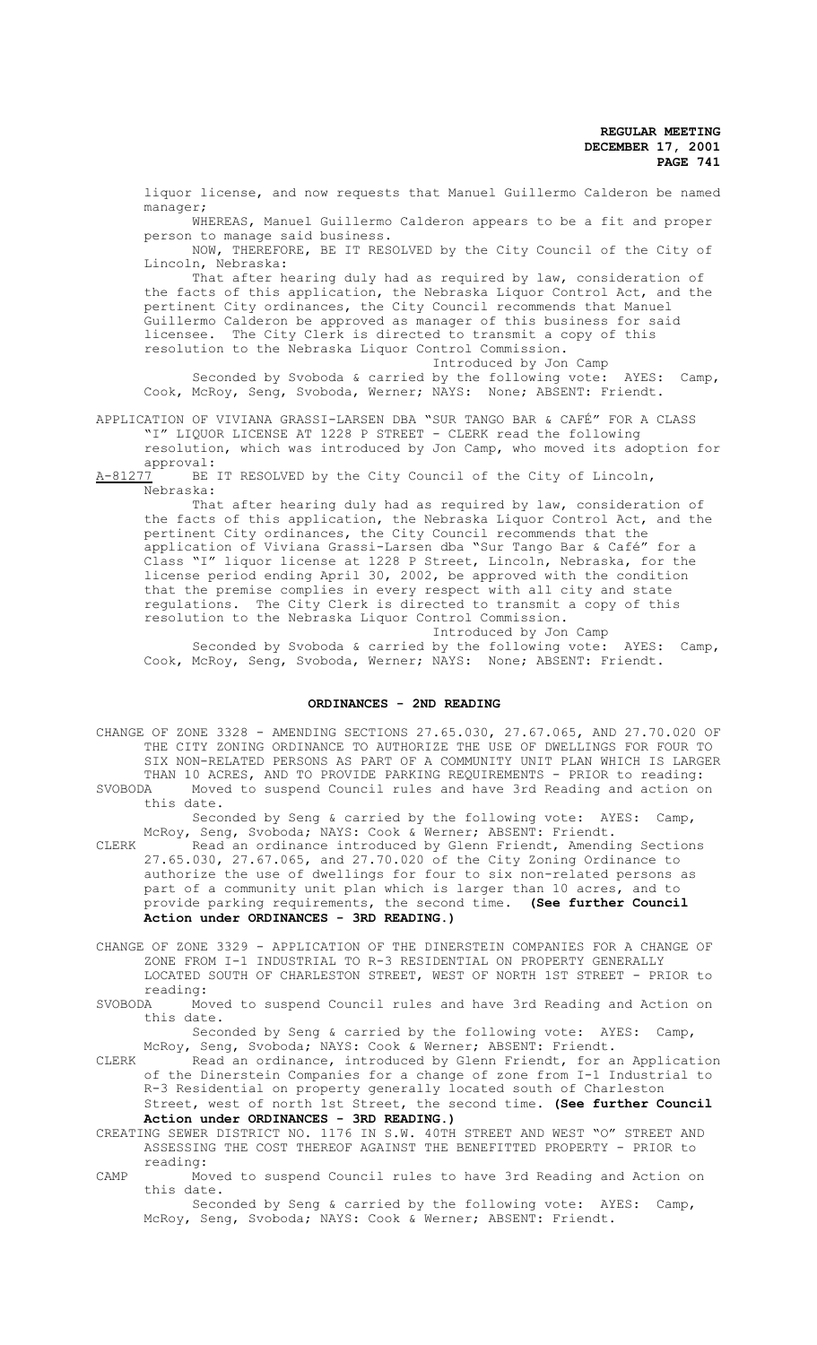liquor license, and now requests that Manuel Guillermo Calderon be named manager;

WHEREAS, Manuel Guillermo Calderon appears to be a fit and proper person to manage said business.

NOW, THEREFORE, BE IT RESOLVED by the City Council of the City of Lincoln, Nebraska:

That after hearing duly had as required by law, consideration of the facts of this application, the Nebraska Liquor Control Act, and the pertinent City ordinances, the City Council recommends that Manuel Guillermo Calderon be approved as manager of this business for said licensee. The City Clerk is directed to transmit a copy of this resolution to the Nebraska Liquor Control Commission.

Introduced by Jon Camp

Seconded by Svoboda & carried by the following vote: AYES: Camp, Cook, McRoy, Seng, Svoboda, Werner; NAYS: None; ABSENT: Friendt.

APPLICATION OF VIVIANA GRASSI-LARSEN DBA "SUR TANGO BAR & CAFÉ" FOR A CLASS "I" LIQUOR LICENSE AT 1228 P STREET - CLERK read the following resolution, which was introduced by Jon Camp, who moved its adoption for approval:

A-81277 BE IT RESOLVED by the City Council of the City of Lincoln, Nebraska:

That after hearing duly had as required by law, consideration of the facts of this application, the Nebraska Liquor Control Act, and the pertinent City ordinances, the City Council recommends that the application of Viviana Grassi-Larsen dba "Sur Tango Bar & Café" for a Class "I" liquor license at 1228 P Street, Lincoln, Nebraska, for the license period ending April 30, 2002, be approved with the condition that the premise complies in every respect with all city and state regulations. The City Clerk is directed to transmit a copy of this resolution to the Nebraska Liquor Control Commission.

Introduced by Jon Camp

Seconded by Svoboda & carried by the following vote: AYES: Camp, Cook, McRoy, Seng, Svoboda, Werner; NAYS: None; ABSENT: Friendt.

## ORDINANCES - 2ND READING

CHANGE OF ZONE 3328 - AMENDING SECTIONS 27.65.030, 27.67.065, AND 27.70.020 OF THE CITY ZONING ORDINANCE TO AUTHORIZE THE USE OF DWELLINGS FOR FOUR TO SIX NON-RELATED PERSONS AS PART OF A COMMUNITY UNIT PLAN WHICH IS LARGER THAN 10 ACRES, AND TO PROVIDE PARKING REQUIREMENTS - PRIOR to reading:

SVOBODA Moved to suspend Council rules and have 3rd Reading and action on this date.

Seconded by Seng & carried by the following vote: AYES: Camp, McRoy, Seng, Svoboda; NAYS: Cook & Werner; ABSENT: Friendt.

CLERK Read an ordinance introduced by Glenn Friendt, Amending Sections 27.65.030, 27.67.065, and 27.70.020 of the City Zoning Ordinance to authorize the use of dwellings for four to six non-related persons as part of a community unit plan which is larger than 10 acres, and to provide parking requirements, the second time. **(See further Council Action under ORDINANCES - 3RD READING.)**

CHANGE OF ZONE 3329 - APPLICATION OF THE DINERSTEIN COMPANIES FOR A CHANGE OF ZONE FROM I-1 INDUSTRIAL TO R-3 RESIDENTIAL ON PROPERTY GENERALLY LOCATED SOUTH OF CHARLESTON STREET, WEST OF NORTH 1ST STREET - PRIOR to reading:

SVOBODA Moved to suspend Council rules and have 3rd Reading and Action on this date.

Seconded by Seng & carried by the following vote: AYES: Camp, McRoy, Seng, Svoboda; NAYS: Cook & Werner; ABSENT: Friendt.

CLERK Read an ordinance, introduced by Glenn Friendt, for an Application of the Dinerstein Companies for a change of zone from I-1 Industrial to R-3 Residential on property generally located south of Charleston Street, west of north 1st Street, the second time. **(See further Council Action under ORDINANCES - 3RD READING.)**

CREATING SEWER DISTRICT NO. 1176 IN S.W. 40TH STREET AND WEST "O" STREET AND ASSESSING THE COST THEREOF AGAINST THE BENEFITTED PROPERTY - PRIOR to reading:

CAMP Moved to suspend Council rules to have 3rd Reading and Action on this date.

Seconded by Seng & carried by the following vote: AYES: Camp, McRoy, Seng, Svoboda; NAYS: Cook & Werner; ABSENT: Friendt.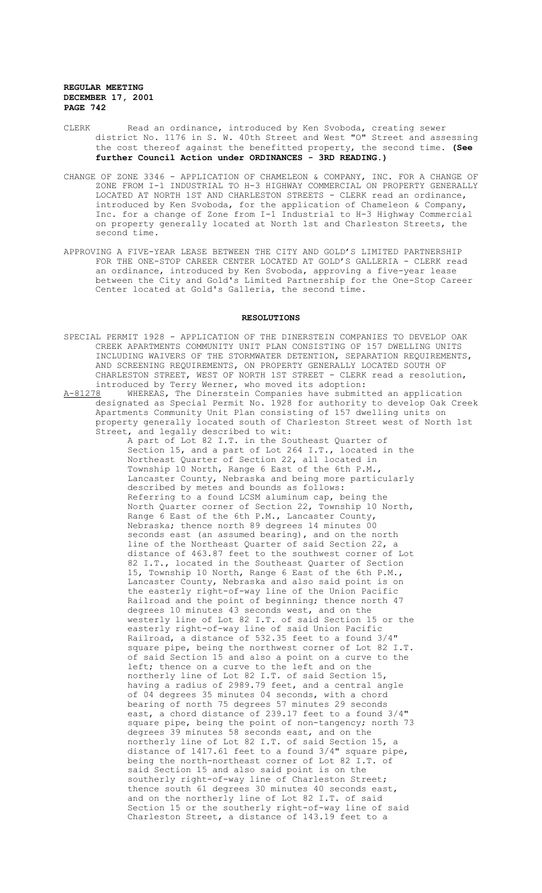CLERK Read an ordinance, introduced by Ken Svoboda, creating sewer district No. 1176 in S. W. 40th Street and West "O" Street and assessing the cost thereof against the benefitted property, the second time. **(See further Council Action under ORDINANCES - 3RD READING.)**

CHANGE OF ZONE 3346 - APPLICATION OF CHAMELEON & COMPANY, INC. FOR A CHANGE OF ZONE FROM I-1 INDUSTRIAL TO H-3 HIGHWAY COMMERCIAL ON PROPERTY GENERALLY LOCATED AT NORTH 1ST AND CHARLESTON STREETS - CLERK read an ordinance, introduced by Ken Svoboda, for the application of Chameleon & Company, Inc. for a change of Zone from I-1 Industrial to H-3 Highway Commercial on property generally located at North 1st and Charleston Streets, the second time.

APPROVING A FIVE-YEAR LEASE BETWEEN THE CITY AND GOLD'S LIMITED PARTNERSHIP FOR THE ONE-STOP CAREER CENTER LOCATED AT GOLD'S GALLERIA - CLERK read an ordinance, introduced by Ken Svoboda, approving a five-year lease between the City and Gold's Limited Partnership for the One-Stop Career Center located at Gold's Galleria, the second time.

## RESOLUTIONS

SPECIAL PERMIT 1928 - APPLICATION OF THE DINERSTEIN COMPANIES TO DEVELOP OAK CREEK APARTMENTS COMMUNITY UNIT PLAN CONSISTING OF 157 DWELLING UNITS INCLUDING WAIVERS OF THE STORMWATER DETENTION, SEPARATION REQUIREMENTS, AND SCREENING REQUIREMENTS, ON PROPERTY GENERALLY LOCATED SOUTH OF CHARLESTON STREET, WEST OF NORTH 1ST STREET - CLERK read a resolution, introduced by Terry Werner, who moved its adoption:

A-81278 WHEREAS, The Dinerstein Companies have submitted an application designated as Special Permit No. 1928 for authority to develop Oak Creek Apartments Community Unit Plan consisting of 157 dwelling units on property generally located south of Charleston Street west of North 1st Street, and legally described to wit:

A part of Lot 82 I.T. in the Southeast Quarter of Section 15, and a part of Lot 264 I.T., located in the Northeast Quarter of Section 22, all located in Township 10 North, Range 6 East of the 6th P.M., Lancaster County, Nebraska and being more particularly described by metes and bounds as follows:
Referring to a found LCSM aluminum cap, being the North Quarter corner of Section 22, Township 10 North, Range 6 East of the 6th P.M., Lancaster County, Nebraska; thence north 89 degrees 14 minutes 00 seconds east (an assumed bearing), and on the north line of the Northeast Quarter of said Section 22, a distance of 463.87 feet to the southwest corner of Lot 82 I.T., located in the Southeast Quarter of Section 15, Township 10 North, Range 6 East of the 6th P.M., Lancaster County, Nebraska and also said point is on the easterly right-of-way line of the Union Pacific Railroad and the point of beginning; thence north 47 degrees 10 minutes 43 seconds west, and on the westerly line of Lot 82 I.T. of said Section 15 or the easterly right-of-way line of said Union Pacific Railroad, a distance of 532.35 feet to a found 3/4" square pipe, being the northwest corner of Lot 82 I.T. of said Section 15 and also a point on a curve to the left; thence on a curve to the left and on the northerly line of Lot 82 I.T. of said Section 15, having a radius of 2989.79 feet, and a central angle of 04 degrees 35 minutes 04 seconds, with a chord bearing of north 75 degrees 57 minutes 29 seconds east, a chord distance of 239.17 feet to a found 3/4" square pipe, being the point of non-tangency; north 73 degrees 39 minutes 58 seconds east, and on the northerly line of Lot 82 I.T. of said Section 15, a distance of 1417.61 feet to a found 3/4" square pipe, being the north-northeast corner of Lot 82 I.T. of said Section 15 and also said point is on the southerly right-of-way line of Charleston Street; thence south 61 degrees 30 minutes 40 seconds east, and on the northerly line of Lot 82 I.T. of said Section 15 or the southerly right-of-way line of said Charleston Street, a distance of 143.19 feet to a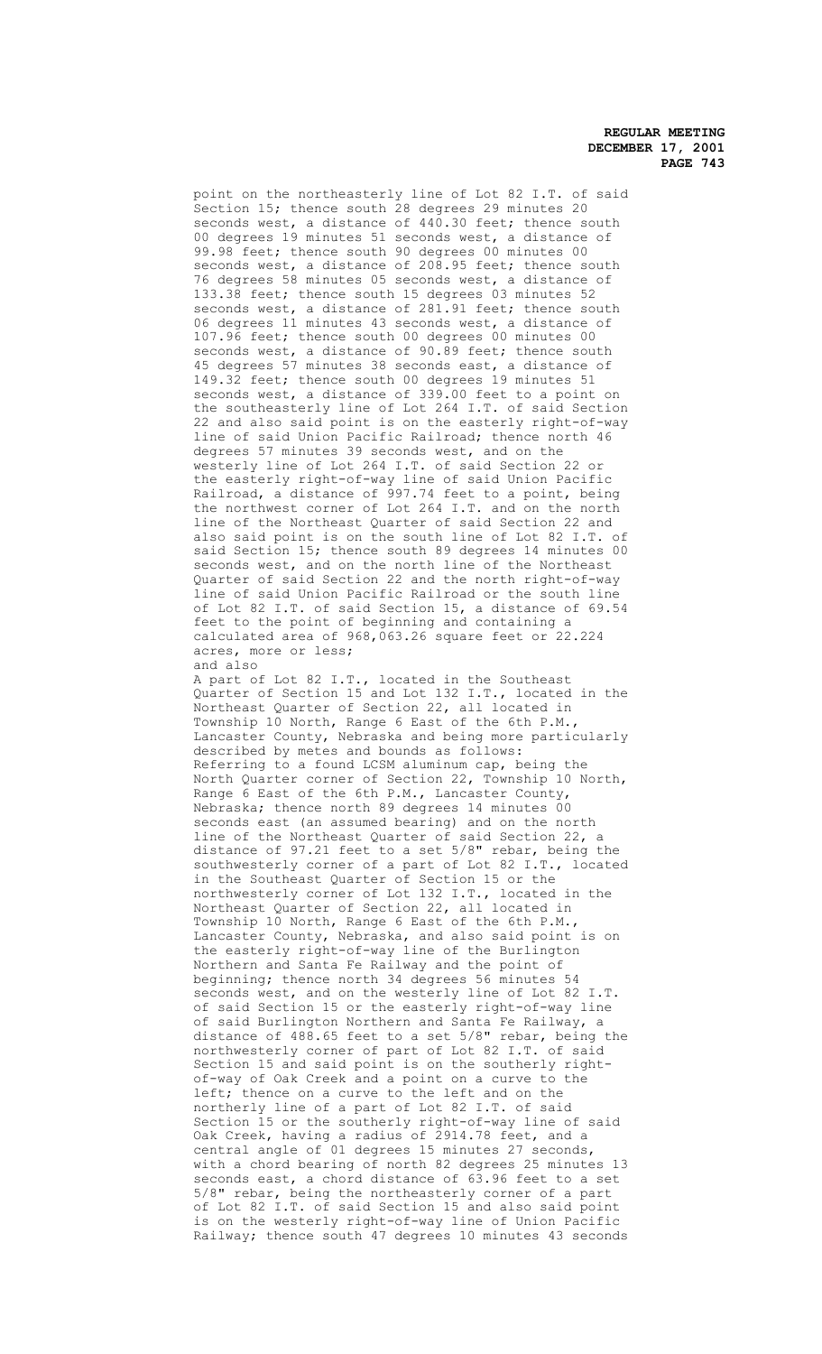point on the northeasterly line of Lot 82 I.T. of said Section 15; thence south 28 degrees 29 minutes 20 seconds west, a distance of 440.30 feet; thence south 00 degrees 19 minutes 51 seconds west, a distance of 99.98 feet; thence south 90 degrees 00 minutes 00 seconds west, a distance of 208.95 feet; thence south 76 degrees 58 minutes 05 seconds west, a distance of 133.38 feet; thence south 15 degrees 03 minutes 52 seconds west, a distance of 281.91 feet; thence south 06 degrees 11 minutes 43 seconds west, a distance of 107.96 feet; thence south 00 degrees 00 minutes 00 seconds west, a distance of 90.89 feet; thence south 45 degrees 57 minutes 38 seconds east, a distance of 149.32 feet; thence south 00 degrees 19 minutes 51 seconds west, a distance of 339.00 feet to a point on the southeasterly line of Lot 264 I.T. of said Section 22 and also said point is on the easterly right-of-way line of said Union Pacific Railroad; thence north 46 degrees 57 minutes 39 seconds west, and on the westerly line of Lot 264 I.T. of said Section 22 or the easterly right-of-way line of said Union Pacific Railroad, a distance of 997.74 feet to a point, being the northwest corner of Lot 264 I.T. and on the north line of the Northeast Quarter of said Section 22 and also said point is on the south line of Lot 82 I.T. of said Section 15; thence south 89 degrees 14 minutes 00 seconds west, and on the north line of the Northeast Quarter of said Section 22 and the north right-of-way line of said Union Pacific Railroad or the south line of Lot 82 I.T. of said Section 15, a distance of 69.54 feet to the point of beginning and containing a calculated area of 968,063.26 square feet or 22.224 acres, more or less;

and also

A part of Lot 82 I.T., located in the Southeast Quarter of Section 15 and Lot 132 I.T., located in the Northeast Quarter of Section 22, all located in Township 10 North, Range 6 East of the 6th P.M., Lancaster County, Nebraska and being more particularly described by metes and bounds as follows:

Referring to a found LCSM aluminum cap, being the North Quarter corner of Section 22, Township 10 North, Range 6 East of the 6th P.M., Lancaster County, Nebraska; thence north 89 degrees 14 minutes 00 seconds east (an assumed bearing) and on the north line of the Northeast Quarter of said Section 22, a distance of 97.21 feet to a set 5/8" rebar, being the southwesterly corner of a part of Lot 82 I.T., located in the Southeast Quarter of Section 15 or the northwesterly corner of Lot 132 I.T., located in the Northeast Quarter of Section 22, all located in Township 10 North, Range 6 East of the 6th P.M., Lancaster County, Nebraska, and also said point is on the easterly right-of-way line of the Burlington Northern and Santa Fe Railway and the point of beginning; thence north 34 degrees 56 minutes 54 seconds west, and on the westerly line of Lot 82 I.T. of said Section 15 or the easterly right-of-way line of said Burlington Northern and Santa Fe Railway, a distance of 488.65 feet to a set 5/8" rebar, being the northwesterly corner of part of Lot 82 I.T. of said Section 15 and said point is on the southerly right-of-way of Oak Creek and a point on a curve to the left; thence on a curve to the left and on the northerly line of a part of Lot 82 I.T. of said Section 15 or the southerly right-of-way line of said Oak Creek, having a radius of 2914.78 feet, and a central angle of 01 degrees 15 minutes 27 seconds, with a chord bearing of north 82 degrees 25 minutes 13 seconds east, a chord distance of 63.96 feet to a set 5/8" rebar, being the northeasterly corner of a part of Lot 82 I.T. of said Section 15 and also said point is on the westerly right-of-way line of Union Pacific Railway; thence south 47 degrees 10 minutes 43 seconds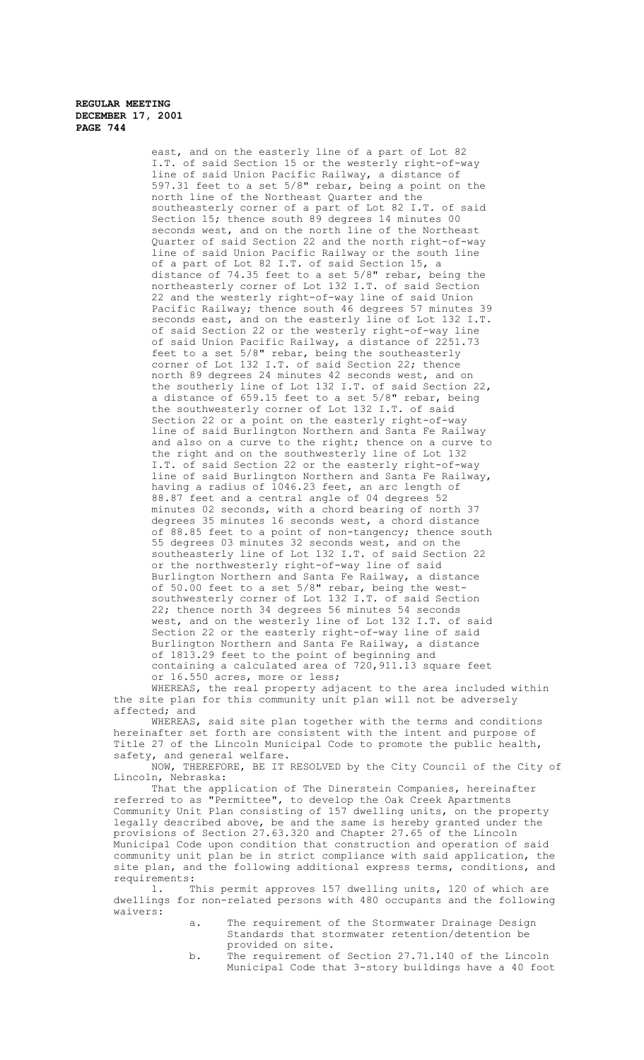east, and on the easterly line of a part of Lot 82 I.T. of said Section 15 or the westerly right-of-way line of said Union Pacific Railway, a distance of 597.31 feet to a set 5/8" rebar, being a point on the north line of the Northeast Quarter and the southeasterly corner of a part of Lot 82 I.T. of said Section 15; thence south 89 degrees 14 minutes 00 seconds west, and on the north line of the Northeast Quarter of said Section 22 and the north right-of-way line of said Union Pacific Railway or the south line of a part of Lot 82 I.T. of said Section 15, a distance of 74.35 feet to a set 5/8" rebar, being the northeasterly corner of Lot 132 I.T. of said Section 22 and the westerly right-of-way line of said Union Pacific Railway; thence south 46 degrees 57 minutes 39 seconds east, and on the easterly line of Lot 132 I.T. of said Section 22 or the westerly right-of-way line of said Union Pacific Railway, a distance of 2251.73 feet to a set 5/8" rebar, being the southeasterly corner of Lot 132 I.T. of said Section 22; thence north 89 degrees 24 minutes 42 seconds west, and on the southerly line of Lot 132 I.T. of said Section 22, a distance of 659.15 feet to a set 5/8" rebar, being the southwesterly corner of Lot 132 I.T. of said Section 22 or a point on the easterly right-of-way line of said Burlington Northern and Santa Fe Railway and also on a curve to the right; thence on a curve to the right and on the southwesterly line of Lot 132 I.T. of said Section 22 or the easterly right-of-way line of said Burlington Northern and Santa Fe Railway, having a radius of 1046.23 feet, an arc length of 88.87 feet and a central angle of 04 degrees 52 minutes 02 seconds, with a chord bearing of north 37 degrees 35 minutes 16 seconds west, a chord distance of 88.85 feet to a point of non-tangency; thence south 55 degrees 03 minutes 32 seconds west, and on the southeasterly line of Lot 132 I.T. of said Section 22 or the northwesterly right-of-way line of said Burlington Northern and Santa Fe Railway, a distance of 50.00 feet to a set 5/8" rebar, being the west-southwesterly corner of Lot 132 I.T. of said Section 22; thence north 34 degrees 56 minutes 54 seconds west, and on the westerly line of Lot 132 I.T. of said Section 22 or the easterly right-of-way line of said Burlington Northern and Santa Fe Railway, a distance of 1813.29 feet to the point of beginning and containing a calculated area of 720,911.13 square feet or 16.550 acres, more or less;

WHEREAS, the real property adjacent to the area included within the site plan for this community unit plan will not be adversely affected; and

WHEREAS, said site plan together with the terms and conditions hereinafter set forth are consistent with the intent and purpose of Title 27 of the Lincoln Municipal Code to promote the public health, safety, and general welfare.

NOW, THEREFORE, BE IT RESOLVED by the City Council of the City of Lincoln, Nebraska:

That the application of The Dinerstein Companies, hereinafter referred to as "Permittee", to develop the Oak Creek Apartments Community Unit Plan consisting of 157 dwelling units, on the property legally described above, be and the same is hereby granted under the provisions of Section 27.63.320 and Chapter 27.65 of the Lincoln Municipal Code upon condition that construction and operation of said community unit plan be in strict compliance with said application, the site plan, and the following additional express terms, conditions, and requirements:

1. This permit approves 157 dwelling units, 120 of which are dwellings for non-related persons with 480 occupants and the following waivers:

   a. The requirement of the Stormwater Drainage Design Standards that stormwater retention/detention be provided on site.

   b. The requirement of Section 27.71.140 of the Lincoln Municipal Code that 3-story buildings have a 40 foot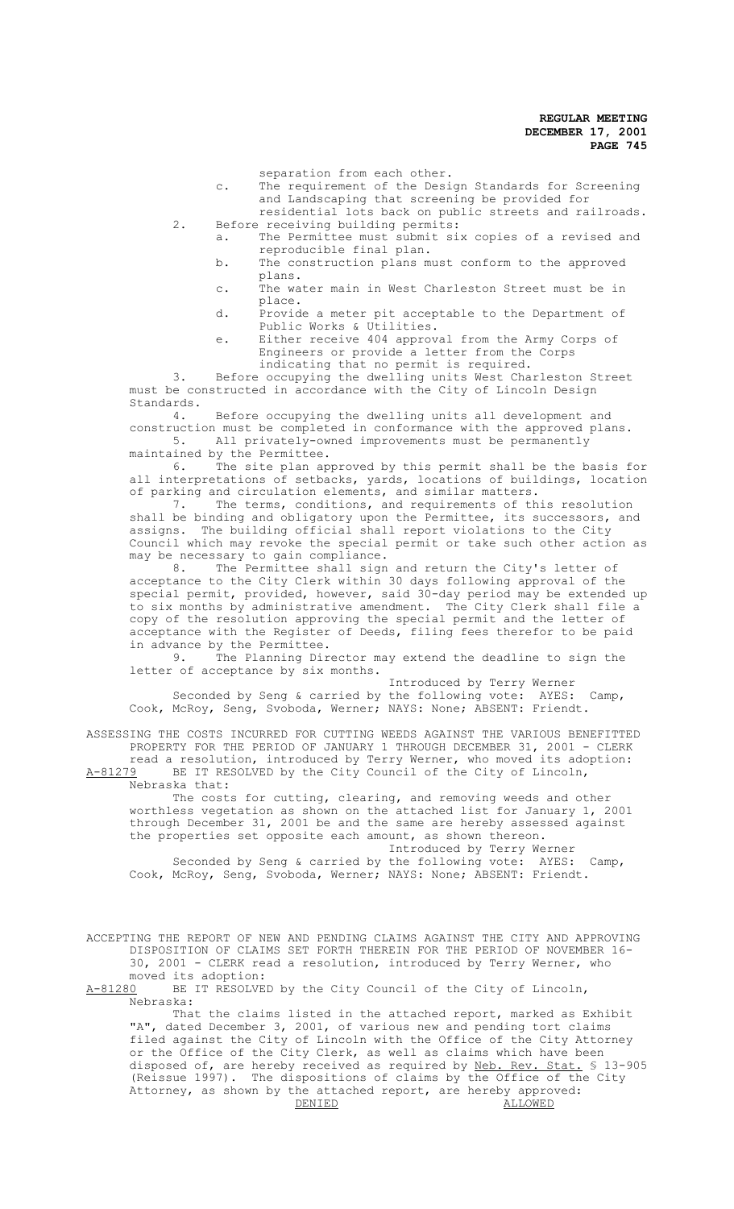separation from each other.

c. The requirement of the Design Standards for Screening and Landscaping that screening be provided for residential lots back on public streets and railroads.

2. Before receiving building permits:
   a. The Permittee must submit six copies of a revised and reproducible final plan.
   b. The construction plans must conform to the approved plans.
   c. The water main in West Charleston Street must be in place.
   d. Provide a meter pit acceptable to the Department of Public Works & Utilities.
   e. Either receive 404 approval from the Army Corps of Engineers or provide a letter from the Corps indicating that no permit is required.

3. Before occupying the dwelling units West Charleston Street must be constructed in accordance with the City of Lincoln Design Standards.

4. Before occupying the dwelling units all development and construction must be completed in conformance with the approved plans.

5. All privately-owned improvements must be permanently maintained by the Permittee.

6. The site plan approved by this permit shall be the basis for all interpretations of setbacks, yards, locations of buildings, location of parking and circulation elements, and similar matters.

7. The terms, conditions, and requirements of this resolution shall be binding and obligatory upon the Permittee, its successors, and assigns. The building official shall report violations to the City Council which may revoke the special permit or take such other action as may be necessary to gain compliance.

8. The Permittee shall sign and return the City's letter of acceptance to the City Clerk within 30 days following approval of the special permit, provided, however, said 30-day period may be extended up to six months by administrative amendment. The City Clerk shall file a copy of the resolution approving the special permit and the letter of acceptance with the Register of Deeds, filing fees therefor to be paid in advance by the Permittee.

9. The Planning Director may extend the deadline to sign the letter of acceptance by six months.

Introduced by Terry Werner

Seconded by Seng & carried by the following vote: AYES: Camp, Cook, McRoy, Seng, Svoboda, Werner; NAYS: None; ABSENT: Friendt.

ASSESSING THE COSTS INCURRED FOR CUTTING WEEDS AGAINST THE VARIOUS BENEFITTED PROPERTY FOR THE PERIOD OF JANUARY 1 THROUGH DECEMBER 31, 2001 - CLERK read a resolution, introduced by Terry Werner, who moved its adoption:

A-81279 BE IT RESOLVED by the City Council of the City of Lincoln, Nebraska that:

The costs for cutting, clearing, and removing weeds and other worthless vegetation as shown on the attached list for January 1, 2001 through December 31, 2001 be and the same are hereby assessed against the properties set opposite each amount, as shown thereon.

Introduced by Terry Werner

Seconded by Seng & carried by the following vote: AYES: Camp, Cook, McRoy, Seng, Svoboda, Werner; NAYS: None; ABSENT: Friendt.

ACCEPTING THE REPORT OF NEW AND PENDING CLAIMS AGAINST THE CITY AND APPROVING DISPOSITION OF CLAIMS SET FORTH THEREIN FOR THE PERIOD OF NOVEMBER 16-30, 2001 - CLERK read a resolution, introduced by Terry Werner, who moved its adoption:

A-81280 BE IT RESOLVED by the City Council of the City of Lincoln, Nebraska:

That the claims listed in the attached report, marked as Exhibit "A", dated December 3, 2001, of various new and pending tort claims filed against the City of Lincoln with the Office of the City Attorney or the Office of the City Clerk, as well as claims which have been disposed of, are hereby received as required by Neb. Rev. Stat. § 13-905 (Reissue 1997). The dispositions of claims by the Office of the City Attorney, as shown by the attached report, are hereby approved:

DENIED ALLOWED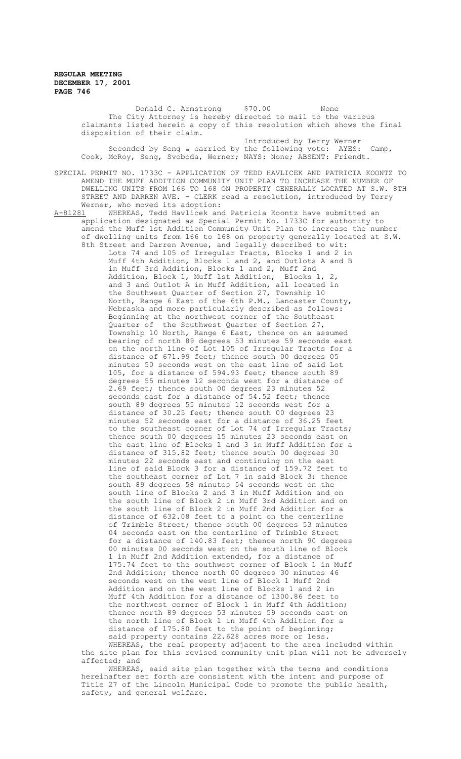Donald C. Armstrong $70.00 None

The City Attorney is hereby directed to mail to the various claimants listed herein a copy of this resolution which shows the final disposition of their claim.

Introduced by Terry Werner

Seconded by Seng & carried by the following vote: AYES: Camp, Cook, McRoy, Seng, Svoboda, Werner; NAYS: None; ABSENT: Friendt.

SPECIAL PERMIT NO. 1733C - APPLICATION OF TEDD HAVLICEK AND PATRICIA KOONTZ TO AMEND THE MUFF ADDITION COMMUNITY UNIT PLAN TO INCREASE THE NUMBER OF DWELLING UNITS FROM 166 TO 168 ON PROPERTY GENERALLY LOCATED AT S.W. 8TH STREET AND DARREN AVE. - CLERK read a resolution, introduced by Terry Werner, who moved its adoption:

A-81281 WHEREAS, Tedd Havlicek and Patricia Koontz have submitted an application designated as Special Permit No. 1733C for authority to amend the Muff 1st Addition Community Unit Plan to increase the number of dwelling units from 166 to 168 on property generally located at S.W. 8th Street and Darren Avenue, and legally described to wit:

Lots 74 and 105 of Irregular Tracts, Blocks 1 and 2 in Muff 4th Addition, Blocks 1 and 2, and Outlots A and B in Muff 3rd Addition, Blocks 1 and 2, Muff 2nd Addition, Block 1, Muff 1st Addition, Blocks 1, 2, and 3 and Outlot A in Muff Addition, all located in the Southwest Quarter of Section 27, Township 10 North, Range 6 East of the 6th P.M., Lancaster County, Nebraska and more particularly described as follows: Beginning at the northwest corner of the Southeast Quarter of the Southwest Quarter of Section 27, Township 10 North, Range 6 East, thence on an assumed bearing of north 89 degrees 53 minutes 59 seconds east on the north line of Lot 105 of Irregular Tracts for a distance of 671.99 feet; thence south 00 degrees 05 minutes 50 seconds west on the east line of said Lot 105, for a distance of 594.93 feet; thence south 89 degrees 55 minutes 12 seconds west for a distance of 2.69 feet; thence south 00 degrees 23 minutes 52 seconds east for a distance of 54.52 feet; thence south 89 degrees 55 minutes 12 seconds west for a distance of 30.25 feet; thence south 00 degrees 23 minutes 52 seconds east for a distance of 36.25 feet to the southeast corner of Lot 74 of Irregular Tracts; thence south 00 degrees 15 minutes 23 seconds east on the east line of Blocks 1 and 3 in Muff Addition for a distance of 315.82 feet; thence south 00 degrees 30 minutes 22 seconds east and continuing on the east line of said Block 3 for a distance of 159.72 feet to the southeast corner of Lot 7 in said Block 3; thence south 89 degrees 58 minutes 54 seconds west on the south line of Blocks 2 and 3 in Muff Addition and on the south line of Block 2 in Muff 3rd Addition and on the south line of Block 2 in Muff 2nd Addition for a distance of 632.08 feet to a point on the centerline of Trimble Street; thence south 00 degrees 53 minutes 04 seconds east on the centerline of Trimble Street for a distance of 140.83 feet; thence north 90 degrees 00 minutes 00 seconds west on the south line of Block 1 in Muff 2nd Addition extended, for a distance of 175.74 feet to the southwest corner of Block 1 in Muff 2nd Addition; thence north 00 degrees 30 minutes 46 seconds west on the west line of Block 1 Muff 2nd Addition and on the west line of Blocks 1 and 2 in Muff 4th Addition for a distance of 1300.86 feet to the northwest corner of Block 1 in Muff 4th Addition; thence north 89 degrees 53 minutes 59 seconds east on the north line of Block 1 in Muff 4th Addition for a distance of 175.80 feet to the point of beginning; said property contains 22.628 acres more or less.

WHEREAS, the real property adjacent to the area included within the site plan for this revised community unit plan will not be adversely affected; and

WHEREAS, said site plan together with the terms and conditions hereinafter set forth are consistent with the intent and purpose of Title 27 of the Lincoln Municipal Code to promote the public health, safety, and general welfare.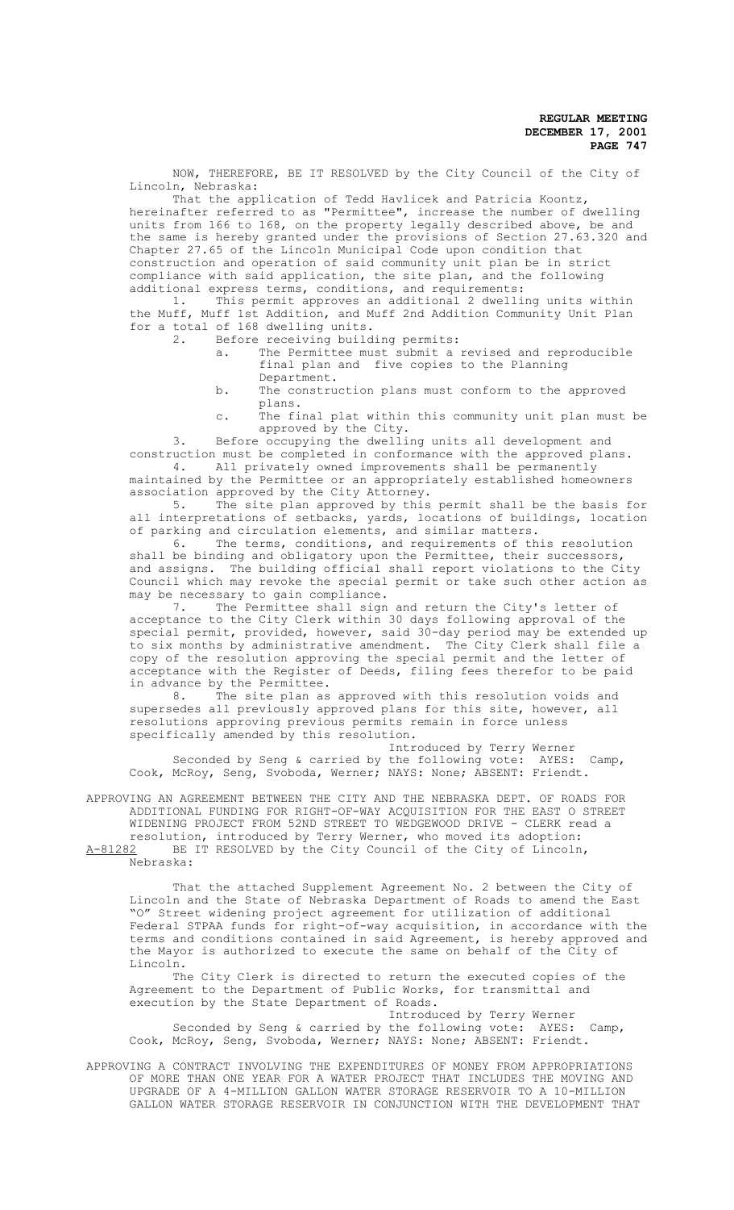NOW, THEREFORE, BE IT RESOLVED by the City Council of the City of Lincoln, Nebraska:

That the application of Tedd Havlicek and Patricia Koontz, hereinafter referred to as "Permittee", increase the number of dwelling units from 166 to 168, on the property legally described above, be and the same is hereby granted under the provisions of Section 27.63.320 and Chapter 27.65 of the Lincoln Municipal Code upon condition that construction and operation of said community unit plan be in strict compliance with said application, the site plan, and the following additional express terms, conditions, and requirements:

1. This permit approves an additional 2 dwelling units within the Muff, Muff 1st Addition, and Muff 2nd Addition Community Unit Plan for a total of 168 dwelling units.
2. Before receiving building permits:
   a. The Permittee must submit a revised and reproducible final plan and five copies to the Planning Department.
   b. The construction plans must conform to the approved plans.
   c. The final plat within this community unit plan must be approved by the City.
3. Before occupying the dwelling units all development and construction must be completed in conformance with the approved plans.
4. All privately owned improvements shall be permanently maintained by the Permittee or an appropriately established homeowners association approved by the City Attorney.
5. The site plan approved by this permit shall be the basis for all interpretations of setbacks, yards, locations of buildings, location of parking and circulation elements, and similar matters.
6. The terms, conditions, and requirements of this resolution shall be binding and obligatory upon the Permittee, their successors, and assigns. The building official shall report violations to the City Council which may revoke the special permit or take such other action as may be necessary to gain compliance.
7. The Permittee shall sign and return the City's letter of acceptance to the City Clerk within 30 days following approval of the special permit, provided, however, said 30-day period may be extended up to six months by administrative amendment. The City Clerk shall file a copy of the resolution approving the special permit and the letter of acceptance with the Register of Deeds, filing fees therefor to be paid in advance by the Permittee.
8. The site plan as approved with this resolution voids and supersedes all previously approved plans for this site, however, all resolutions approving previous permits remain in force unless specifically amended by this resolution.

Introduced by Terry Werner

Seconded by Seng & carried by the following vote: AYES: Camp, Cook, McRoy, Seng, Svoboda, Werner; NAYS: None; ABSENT: Friendt.

APPROVING AN AGREEMENT BETWEEN THE CITY AND THE NEBRASKA DEPT. OF ROADS FOR ADDITIONAL FUNDING FOR RIGHT-OF-WAY ACQUISITION FOR THE EAST O STREET WIDENING PROJECT FROM 52ND STREET TO WEDGEWOOD DRIVE - CLERK read a resolution, introduced by Terry Werner, who moved its adoption:

A-81282 BE IT RESOLVED by the City Council of the City of Lincoln, Nebraska:

That the attached Supplement Agreement No. 2 between the City of Lincoln and the State of Nebraska Department of Roads to amend the East "O" Street widening project agreement for utilization of additional Federal STPAA funds for right-of-way acquisition, in accordance with the terms and conditions contained in said Agreement, is hereby approved and the Mayor is authorized to execute the same on behalf of the City of Lincoln.

The City Clerk is directed to return the executed copies of the Agreement to the Department of Public Works, for transmittal and execution by the State Department of Roads.

Introduced by Terry Werner

Seconded by Seng & carried by the following vote: AYES: Camp, Cook, McRoy, Seng, Svoboda, Werner; NAYS: None; ABSENT: Friendt.

APPROVING A CONTRACT INVOLVING THE EXPENDITURES OF MONEY FROM APPROPRIATIONS OF MORE THAN ONE YEAR FOR A WATER PROJECT THAT INCLUDES THE MOVING AND UPGRADE OF A 4-MILLION GALLON WATER STORAGE RESERVOIR TO A 10-MILLION GALLON WATER STORAGE RESERVOIR IN CONJUNCTION WITH THE DEVELOPMENT THAT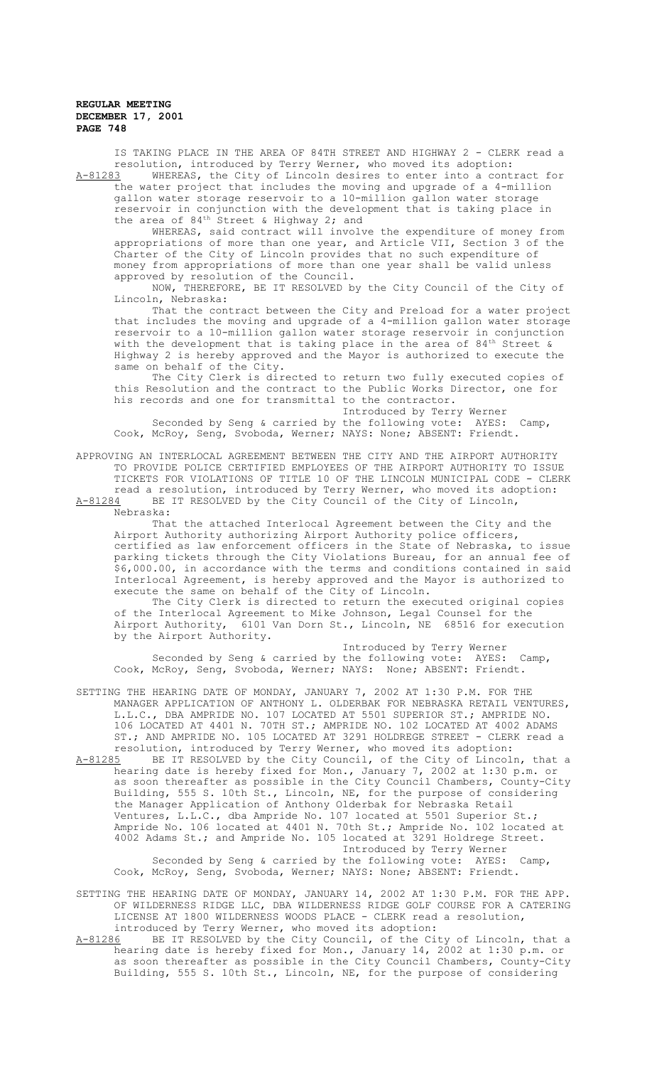IS TAKING PLACE IN THE AREA OF 84TH STREET AND HIGHWAY 2 - CLERK read a resolution, introduced by Terry Werner, who moved its adoption:

A-81283 WHEREAS, the City of Lincoln desires to enter into a contract for the water project that includes the moving and upgrade of a 4-million gallon water storage reservoir to a 10-million gallon water storage reservoir in conjunction with the development that is taking place in the area of 84th Street & Highway 2; and

WHEREAS, said contract will involve the expenditure of money from appropriations of more than one year, and Article VII, Section 3 of the Charter of the City of Lincoln provides that no such expenditure of money from appropriations of more than one year shall be valid unless approved by resolution of the Council.

NOW, THEREFORE, BE IT RESOLVED by the City Council of the City of Lincoln, Nebraska:

That the contract between the City and Preload for a water project that includes the moving and upgrade of a 4-million gallon water storage reservoir to a 10-million gallon water storage reservoir in conjunction with the development that is taking place in the area of 84th Street & Highway 2 is hereby approved and the Mayor is authorized to execute the same on behalf of the City.

The City Clerk is directed to return two fully executed copies of this Resolution and the contract to the Public Works Director, one for his records and one for transmittal to the contractor.

Introduced by Terry Werner

Seconded by Seng & carried by the following vote: AYES: Camp, Cook, McRoy, Seng, Svoboda, Werner; NAYS: None; ABSENT: Friendt.

APPROVING AN INTERLOCAL AGREEMENT BETWEEN THE CITY AND THE AIRPORT AUTHORITY TO PROVIDE POLICE CERTIFIED EMPLOYEES OF THE AIRPORT AUTHORITY TO ISSUE TICKETS FOR VIOLATIONS OF TITLE 10 OF THE LINCOLN MUNICIPAL CODE - CLERK read a resolution, introduced by Terry Werner, who moved its adoption:

A-81284 BE IT RESOLVED by the City Council of the City of Lincoln, Nebraska:

That the attached Interlocal Agreement between the City and the Airport Authority authorizing Airport Authority police officers, certified as law enforcement officers in the State of Nebraska, to issue parking tickets through the City Violations Bureau, for an annual fee of $6,000.00, in accordance with the terms and conditions contained in said Interlocal Agreement, is hereby approved and the Mayor is authorized to execute the same on behalf of the City of Lincoln.

The City Clerk is directed to return the executed original copies of the Interlocal Agreement to Mike Johnson, Legal Counsel for the Airport Authority, 6101 Van Dorn St., Lincoln, NE 68516 for execution by the Airport Authority.

Introduced by Terry Werner

Seconded by Seng & carried by the following vote: AYES: Camp, Cook, McRoy, Seng, Svoboda, Werner; NAYS: None; ABSENT: Friendt.

SETTING THE HEARING DATE OF MONDAY, JANUARY 7, 2002 AT 1:30 P.M. FOR THE MANAGER APPLICATION OF ANTHONY L. OLDERBAK FOR NEBRASKA RETAIL VENTURES, L.L.C., DBA AMPRIDE NO. 107 LOCATED AT 5501 SUPERIOR ST.; AMPRIDE NO. 106 LOCATED AT 4401 N. 70TH ST.; AMPRIDE NO. 102 LOCATED AT 4002 ADAMS ST.; AND AMPRIDE NO. 105 LOCATED AT 3291 HOLDREGE STREET - CLERK read a resolution, introduced by Terry Werner, who moved its adoption:

A-81285 BE IT RESOLVED by the City Council, of the City of Lincoln, that a hearing date is hereby fixed for Mon., January 7, 2002 at 1:30 p.m. or as soon thereafter as possible in the City Council Chambers, County-City Building, 555 S. 10th St., Lincoln, NE, for the purpose of considering the Manager Application of Anthony Olderbak for Nebraska Retail Ventures, L.L.C., dba Ampride No. 107 located at 5501 Superior St.; Ampride No. 106 located at 4401 N. 70th St.; Ampride No. 102 located at 4002 Adams St.; and Ampride No. 105 located at 3291 Holdrege Street.

Introduced by Terry Werner

Seconded by Seng & carried by the following vote: AYES: Camp, Cook, McRoy, Seng, Svoboda, Werner; NAYS: None; ABSENT: Friendt.

SETTING THE HEARING DATE OF MONDAY, JANUARY 14, 2002 AT 1:30 P.M. FOR THE APP. OF WILDERNESS RIDGE LLC, DBA WILDERNESS RIDGE GOLF COURSE FOR A CATERING LICENSE AT 1800 WILDERNESS WOODS PLACE - CLERK read a resolution, introduced by Terry Werner, who moved its adoption:

A-81286 BE IT RESOLVED by the City Council, of the City of Lincoln, that a hearing date is hereby fixed for Mon., January 14, 2002 at 1:30 p.m. or as soon thereafter as possible in the City Council Chambers, County-City Building, 555 S. 10th St., Lincoln, NE, for the purpose of considering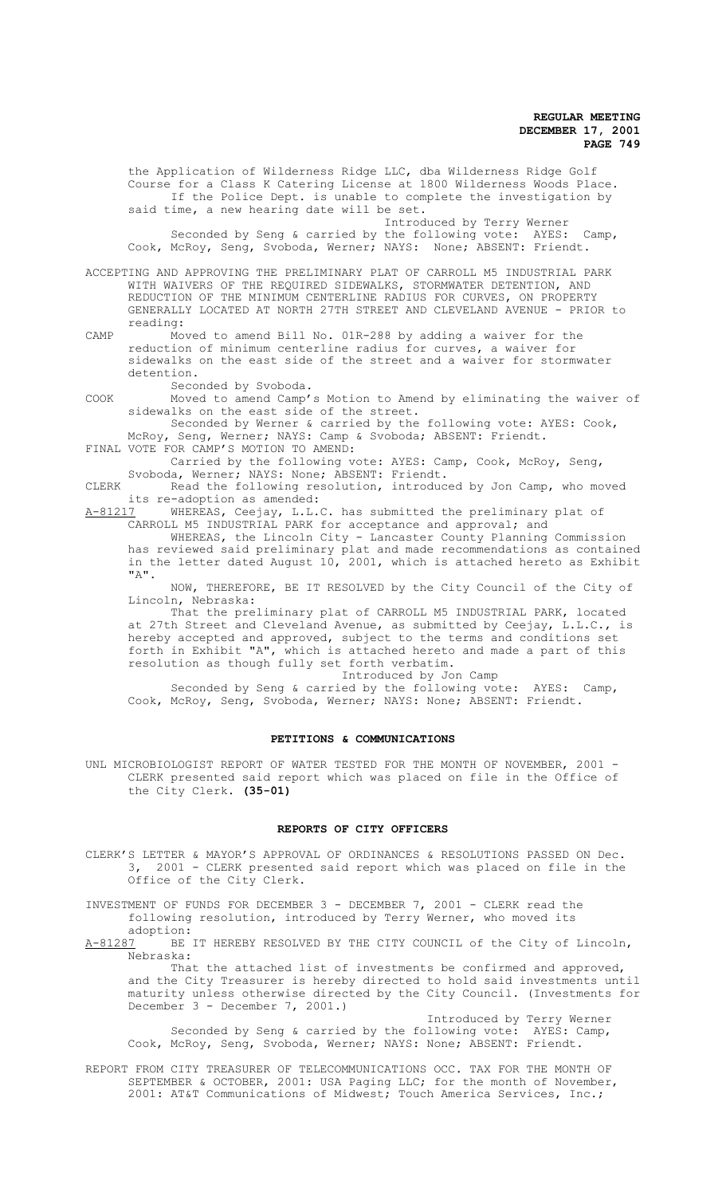the Application of Wilderness Ridge LLC, dba Wilderness Ridge Golf Course for a Class K Catering License at 1800 Wilderness Woods Place. If the Police Dept. is unable to complete the investigation by said time, a new hearing date will be set.

Introduced by Terry Werner

Seconded by Seng & carried by the following vote: AYES: Camp, Cook, McRoy, Seng, Svoboda, Werner; NAYS: None; ABSENT: Friendt.

ACCEPTING AND APPROVING THE PRELIMINARY PLAT OF CARROLL M5 INDUSTRIAL PARK WITH WAIVERS OF THE REQUIRED SIDEWALKS, STORMWATER DETENTION, AND REDUCTION OF THE MINIMUM CENTERLINE RADIUS FOR CURVES, ON PROPERTY GENERALLY LOCATED AT NORTH 27TH STREET AND CLEVELAND AVENUE - PRIOR to reading:

CAMP Moved to amend Bill No. 01R-288 by adding a waiver for the reduction of minimum centerline radius for curves, a waiver for sidewalks on the east side of the street and a waiver for stormwater detention.

Seconded by Svoboda.

COOK Moved to amend Camp's Motion to Amend by eliminating the waiver of sidewalks on the east side of the street.

Seconded by Werner & carried by the following vote: AYES: Cook, McRoy, Seng, Werner; NAYS: Camp & Svoboda; ABSENT: Friendt.

FINAL VOTE FOR CAMP'S MOTION TO AMEND:

Carried by the following vote: AYES: Camp, Cook, McRoy, Seng, Svoboda, Werner; NAYS: None; ABSENT: Friendt.

CLERK Read the following resolution, introduced by Jon Camp, who moved its re-adoption as amended:

A-81217 WHEREAS, Ceejay, L.L.C. has submitted the preliminary plat of CARROLL M5 INDUSTRIAL PARK for acceptance and approval; and

WHEREAS, the Lincoln City - Lancaster County Planning Commission has reviewed said preliminary plat and made recommendations as contained in the letter dated August 10, 2001, which is attached hereto as Exhibit "A".

NOW, THEREFORE, BE IT RESOLVED by the City Council of the City of Lincoln, Nebraska:

That the preliminary plat of CARROLL M5 INDUSTRIAL PARK, located at 27th Street and Cleveland Avenue, as submitted by Ceejay, L.L.C., is hereby accepted and approved, subject to the terms and conditions set forth in Exhibit "A", which is attached hereto and made a part of this resolution as though fully set forth verbatim.

Introduced by Jon Camp

Seconded by Seng & carried by the following vote: AYES: Camp, Cook, McRoy, Seng, Svoboda, Werner; NAYS: None; ABSENT: Friendt.

## PETITIONS & COMMUNICATIONS

UNL MICROBIOLOGIST REPORT OF WATER TESTED FOR THE MONTH OF NOVEMBER, 2001 - CLERK presented said report which was placed on file in the Office of the City Clerk. **(35-01)**

## REPORTS OF CITY OFFICERS

CLERK'S LETTER & MAYOR'S APPROVAL OF ORDINANCES & RESOLUTIONS PASSED ON Dec. 3, 2001 - CLERK presented said report which was placed on file in the Office of the City Clerk.

INVESTMENT OF FUNDS FOR DECEMBER 3 - DECEMBER 7, 2001 - CLERK read the following resolution, introduced by Terry Werner, who moved its adoption:

A-81287 BE IT HEREBY RESOLVED BY THE CITY COUNCIL of the City of Lincoln, Nebraska:

That the attached list of investments be confirmed and approved, and the City Treasurer is hereby directed to hold said investments until maturity unless otherwise directed by the City Council. (Investments for December 3 - December 7, 2001.)

Introduced by Terry Werner

Seconded by Seng & carried by the following vote: AYES: Camp, Cook, McRoy, Seng, Svoboda, Werner; NAYS: None; ABSENT: Friendt.

REPORT FROM CITY TREASURER OF TELECOMMUNICATIONS OCC. TAX FOR THE MONTH OF SEPTEMBER & OCTOBER, 2001: USA Paging LLC; for the month of November, 2001: AT&T Communications of Midwest; Touch America Services, Inc.;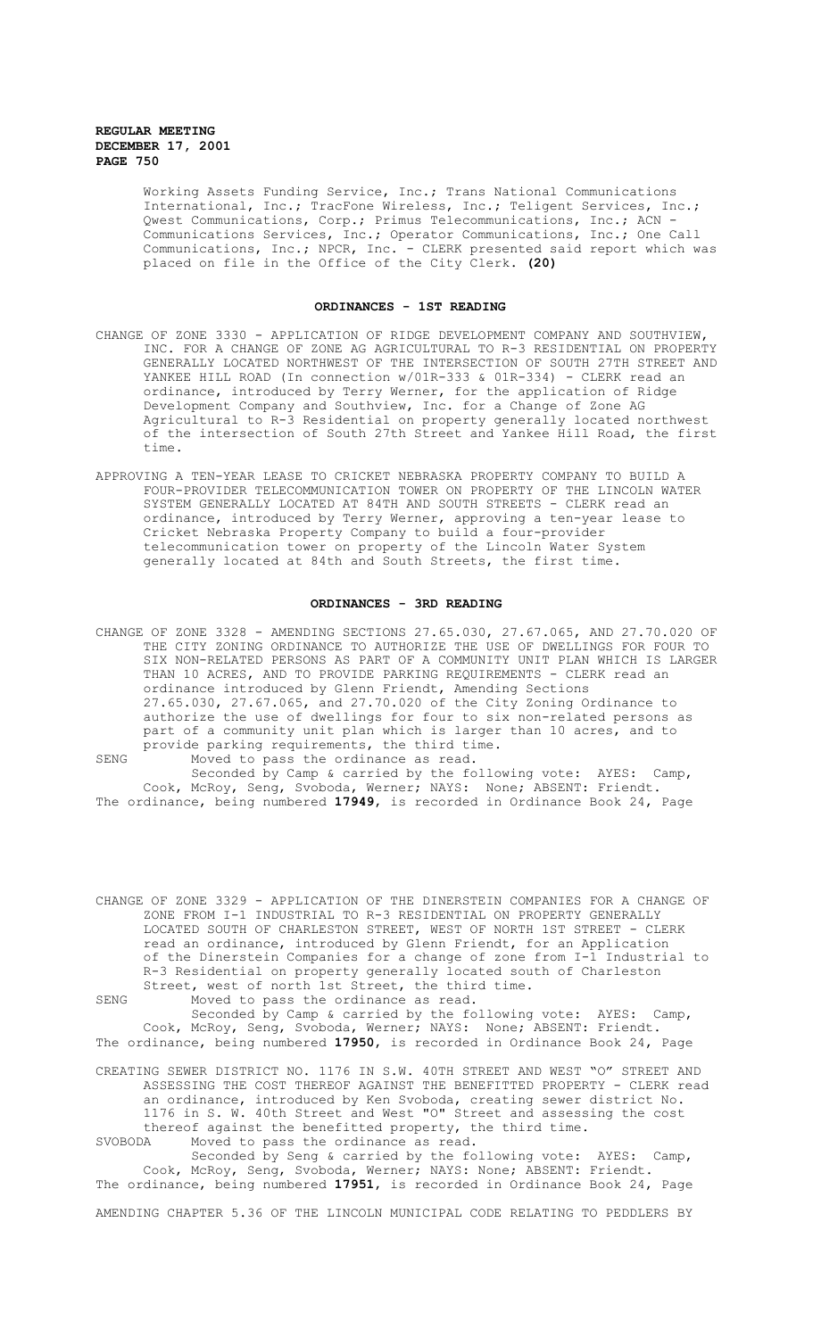Working Assets Funding Service, Inc.; Trans National Communications International, Inc.; TracFone Wireless, Inc.; Teligent Services, Inc.; Qwest Communications, Corp.; Primus Telecommunications, Inc.; ACN - Communications Services, Inc.; Operator Communications, Inc.; One Call Communications, Inc.; NPCR, Inc. - CLERK presented said report which was placed on file in the Office of the City Clerk. **(20)**

## ORDINANCES - 1ST READING

CHANGE OF ZONE 3330 - APPLICATION OF RIDGE DEVELOPMENT COMPANY AND SOUTHVIEW, INC. FOR A CHANGE OF ZONE AG AGRICULTURAL TO R-3 RESIDENTIAL ON PROPERTY GENERALLY LOCATED NORTHWEST OF THE INTERSECTION OF SOUTH 27TH STREET AND YANKEE HILL ROAD (In connection w/01R-333 & 01R-334) - CLERK read an ordinance, introduced by Terry Werner, for the application of Ridge Development Company and Southview, Inc. for a Change of Zone AG Agricultural to R-3 Residential on property generally located northwest of the intersection of South 27th Street and Yankee Hill Road, the first time.

APPROVING A TEN-YEAR LEASE TO CRICKET NEBRASKA PROPERTY COMPANY TO BUILD A FOUR-PROVIDER TELECOMMUNICATION TOWER ON PROPERTY OF THE LINCOLN WATER SYSTEM GENERALLY LOCATED AT 84TH AND SOUTH STREETS - CLERK read an ordinance, introduced by Terry Werner, approving a ten-year lease to Cricket Nebraska Property Company to build a four-provider telecommunication tower on property of the Lincoln Water System generally located at 84th and South Streets, the first time.

## ORDINANCES - 3RD READING

CHANGE OF ZONE 3328 - AMENDING SECTIONS 27.65.030, 27.67.065, AND 27.70.020 OF THE CITY ZONING ORDINANCE TO AUTHORIZE THE USE OF DWELLINGS FOR FOUR TO SIX NON-RELATED PERSONS AS PART OF A COMMUNITY UNIT PLAN WHICH IS LARGER THAN 10 ACRES, AND TO PROVIDE PARKING REQUIREMENTS - CLERK read an ordinance introduced by Glenn Friendt, Amending Sections 27.65.030, 27.67.065, and 27.70.020 of the City Zoning Ordinance to authorize the use of dwellings for four to six non-related persons as part of a community unit plan which is larger than 10 acres, and to provide parking requirements, the third time.

SENG Moved to pass the ordinance as read.

Seconded by Camp & carried by the following vote: AYES: Camp, Cook, McRoy, Seng, Svoboda, Werner; NAYS: None; ABSENT: Friendt.

The ordinance, being numbered **17949**, is recorded in Ordinance Book 24, Page

CHANGE OF ZONE 3329 - APPLICATION OF THE DINERSTEIN COMPANIES FOR A CHANGE OF ZONE FROM I-1 INDUSTRIAL TO R-3 RESIDENTIAL ON PROPERTY GENERALLY LOCATED SOUTH OF CHARLESTON STREET, WEST OF NORTH 1ST STREET - CLERK read an ordinance, introduced by Glenn Friendt, for an Application of the Dinerstein Companies for a change of zone from I-1 Industrial to R-3 Residential on property generally located south of Charleston Street, west of north 1st Street, the third time.

SENG Moved to pass the ordinance as read.

Seconded by Camp & carried by the following vote: AYES: Camp, Cook, McRoy, Seng, Svoboda, Werner; NAYS: None; ABSENT: Friendt.

The ordinance, being numbered **17950**, is recorded in Ordinance Book 24, Page

CREATING SEWER DISTRICT NO. 1176 IN S.W. 40TH STREET AND WEST "O" STREET AND ASSESSING THE COST THEREOF AGAINST THE BENEFITTED PROPERTY - CLERK read an ordinance, introduced by Ken Svoboda, creating sewer district No. 1176 in S. W. 40th Street and West "O" Street and assessing the cost thereof against the benefitted property, the third time.

SVOBODA Moved to pass the ordinance as read.

Seconded by Seng & carried by the following vote: AYES: Camp, Cook, McRoy, Seng, Svoboda, Werner; NAYS: None; ABSENT: Friendt.

The ordinance, being numbered **17951**, is recorded in Ordinance Book 24, Page

AMENDING CHAPTER 5.36 OF THE LINCOLN MUNICIPAL CODE RELATING TO PEDDLERS BY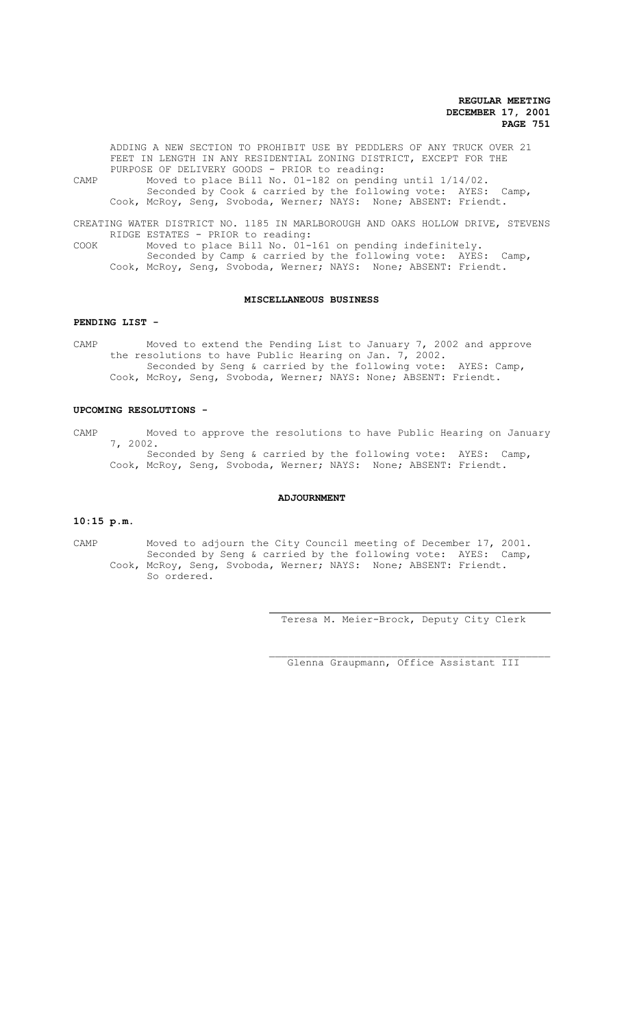ADDING A NEW SECTION TO PROHIBIT USE BY PEDDLERS OF ANY TRUCK OVER 21 FEET IN LENGTH IN ANY RESIDENTIAL ZONING DISTRICT, EXCEPT FOR THE PURPOSE OF DELIVERY GOODS - PRIOR to reading:

CAMP Moved to place Bill No. 01-182 on pending until 1/14/02.
Seconded by Cook & carried by the following vote: AYES: Camp, Cook, McRoy, Seng, Svoboda, Werner; NAYS: None; ABSENT: Friendt.

CREATING WATER DISTRICT NO. 1185 IN MARLBOROUGH AND OAKS HOLLOW DRIVE, STEVENS RIDGE ESTATES - PRIOR to reading:

COOK Moved to place Bill No. 01-161 on pending indefinitely.
Seconded by Camp & carried by the following vote: AYES: Camp, Cook, McRoy, Seng, Svoboda, Werner; NAYS: None; ABSENT: Friendt.

## MISCELLANEOUS BUSINESS

**PENDING LIST -**

CAMP Moved to extend the Pending List to January 7, 2002 and approve the resolutions to have Public Hearing on Jan. 7, 2002.
Seconded by Seng & carried by the following vote: AYES: Camp, Cook, McRoy, Seng, Svoboda, Werner; NAYS: None; ABSENT: Friendt.

**UPCOMING RESOLUTIONS -**

CAMP Moved to approve the resolutions to have Public Hearing on January 7, 2002.
Seconded by Seng & carried by the following vote: AYES: Camp, Cook, McRoy, Seng, Svoboda, Werner; NAYS: None; ABSENT: Friendt.

## ADJOURNMENT

**10:15 p.m.**

CAMP Moved to adjourn the City Council meeting of December 17, 2001.
Seconded by Seng & carried by the following vote: AYES: Camp, Cook, McRoy, Seng, Svoboda, Werner; NAYS: None; ABSENT: Friendt.
So ordered.

Teresa M. Meier-Brock, Deputy City Clerk

Glenna Graupmann, Office Assistant III